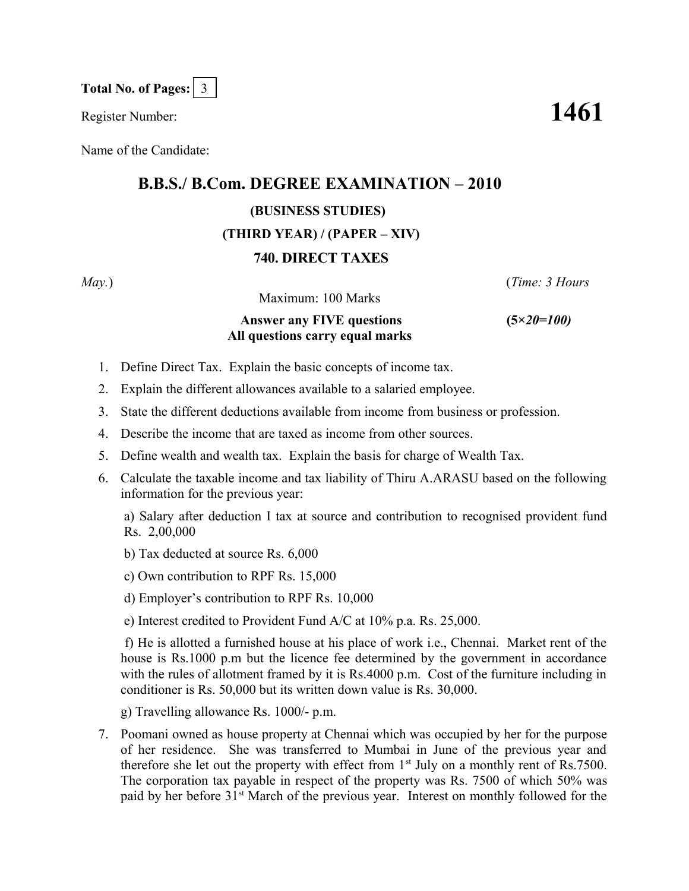**Total No. of Pages:** 3

Register Number: **1461**

Name of the Candidate:

# B.B.S./ B.Com. DEGREE EXAMINATION – 2010

### (BUSINESS STUDIES)

### (THIRD YEAR) / (PAPER – XIV)

### 740. DIRECT TAXES

*May.*) (*Time: 3 Hours*

Maximum: 100 Marks

**Answer any FIVE questions** **(5×*20=100)***
**All questions carry equal marks**

1. Define Direct Tax. Explain the basic concepts of income tax.
2. Explain the different allowances available to a salaried employee.
3. State the different deductions available from income from business or profession.
4. Describe the income that are taxed as income from other sources.
5. Define wealth and wealth tax. Explain the basis for charge of Wealth Tax.
6. Calculate the taxable income and tax liability of Thiru A.ARASU based on the following information for the previous year:

   a) Salary after deduction I tax at source and contribution to recognised provident fund Rs. 2,00,000

   b) Tax deducted at source Rs. 6,000

   c) Own contribution to RPF Rs. 15,000

   d) Employer's contribution to RPF Rs. 10,000

   e) Interest credited to Provident Fund A/C at 10% p.a. Rs. 25,000.

   f) He is allotted a furnished house at his place of work i.e., Chennai. Market rent of the house is Rs.1000 p.m but the licence fee determined by the government in accordance with the rules of allotment framed by it is Rs.4000 p.m. Cost of the furniture including in conditioner is Rs. 50,000 but its written down value is Rs. 30,000.

   g) Travelling allowance Rs. 1000/- p.m.

7. Poomani owned as house property at Chennai which was occupied by her for the purpose of her residence. She was transferred to Mumbai in June of the previous year and therefore she let out the property with effect from 1st July on a monthly rent of Rs.7500. The corporation tax payable in respect of the property was Rs. 7500 of which 50% was paid by her before 31st March of the previous year. Interest on monthly followed for the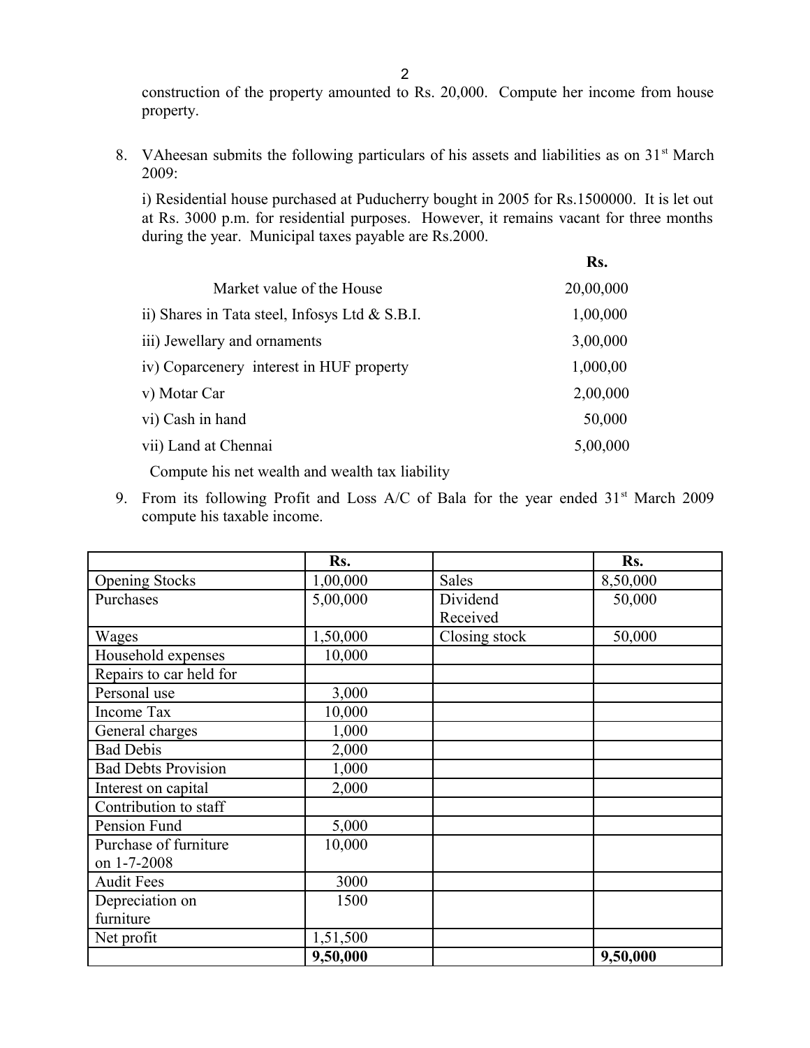construction of the property amounted to Rs. 20,000. Compute her income from house property.

8. VAheesan submits the following particulars of his assets and liabilities as on 31st March 2009:

   i) Residential house purchased at Puducherry bought in 2005 for Rs.1500000. It is let out at Rs. 3000 p.m. for residential purposes. However, it remains vacant for three months during the year. Municipal taxes payable are Rs.2000.

   | | Rs. |
   |---|---|
   | Market value of the House | 20,00,000 |
   | ii) Shares in Tata steel, Infosys Ltd & S.B.I. | 1,00,000 |
   | iii) Jewellary and ornaments | 3,00,000 |
   | iv) Coparcenery interest in HUF property | 1,000,00 |
   | v) Motar Car | 2,00,000 |
   | vi) Cash in hand | 50,000 |
   | vii) Land at Chennai | 5,00,000 |

   Compute his net wealth and wealth tax liability

9. From its following Profit and Loss A/C of Bala for the year ended 31st March 2009 compute his taxable income.

| | Rs. | | Rs. |
|---|---|---|---|
| Opening Stocks | 1,00,000 | Sales | 8,50,000 |
| Purchases | 5,00,000 | Dividend Received | 50,000 |
| Wages | 1,50,000 | Closing stock | 50,000 |
| Household expenses | 10,000 | | |
| Repairs to car held for | | | |
| Personal use | 3,000 | | |
| Income Tax | 10,000 | | |
| General charges | 1,000 | | |
| Bad Debis | 2,000 | | |
| Bad Debts Provision | 1,000 | | |
| Interest on capital | 2,000 | | |
| Contribution to staff | | | |
| Pension Fund | 5,000 | | |
| Purchase of furniture on 1-7-2008 | 10,000 | | |
| Audit Fees | 3000 | | |
| Depreciation on furniture | 1500 | | |
| Net profit | 1,51,500 | | |
| | **9,50,000** | | **9,50,000** |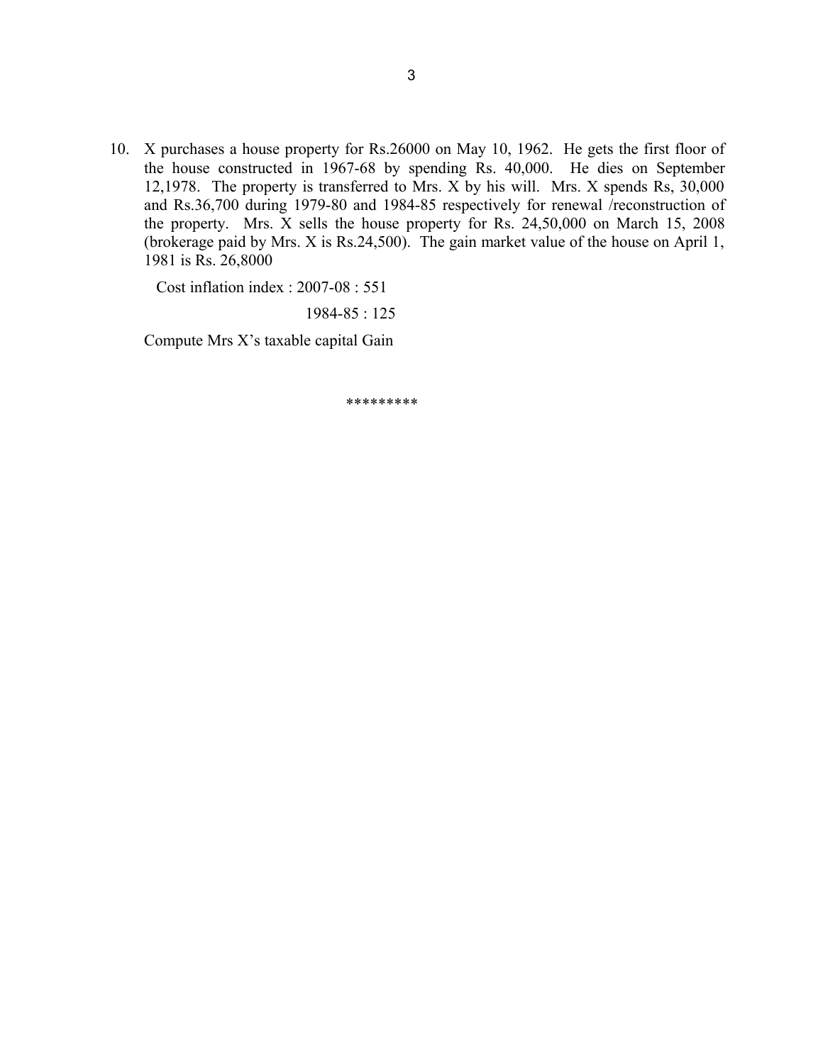10. X purchases a house property for Rs.26000 on May 10, 1962. He gets the first floor of the house constructed in 1967-68 by spending Rs. 40,000. He dies on September 12,1978. The property is transferred to Mrs. X by his will. Mrs. X spends Rs, 30,000 and Rs.36,700 during 1979-80 and 1984-85 respectively for renewal /reconstruction of the property. Mrs. X sells the house property for Rs. 24,50,000 on March 15, 2008 (brokerage paid by Mrs. X is Rs.24,500). The gain market value of the house on April 1, 1981 is Rs. 26,8000

    Cost inflation index : 2007-08 : 551

    1984-85 : 125

    Compute Mrs X's taxable capital Gain

*********